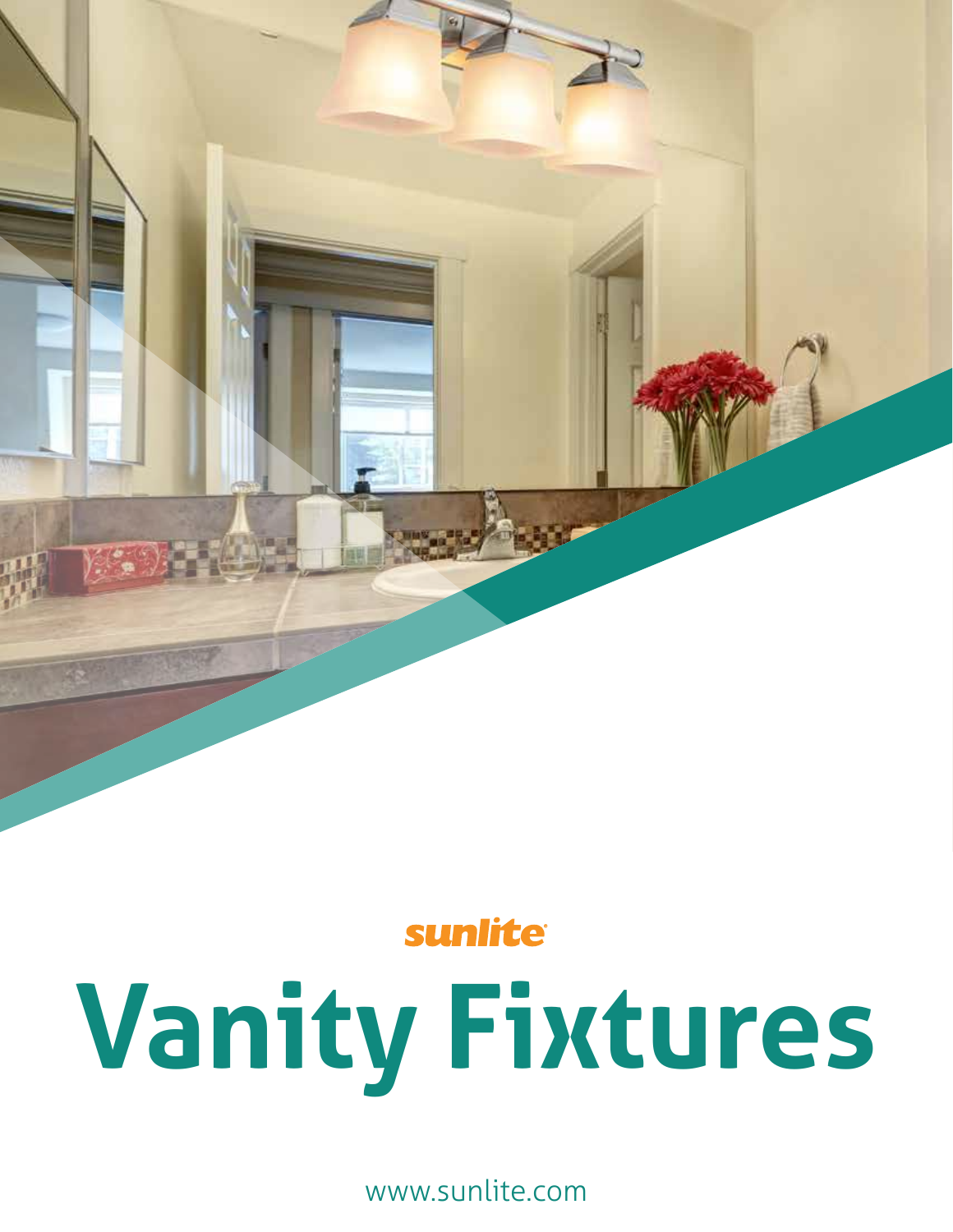sunlite

# Vanity Fixtures

www.sunlite.com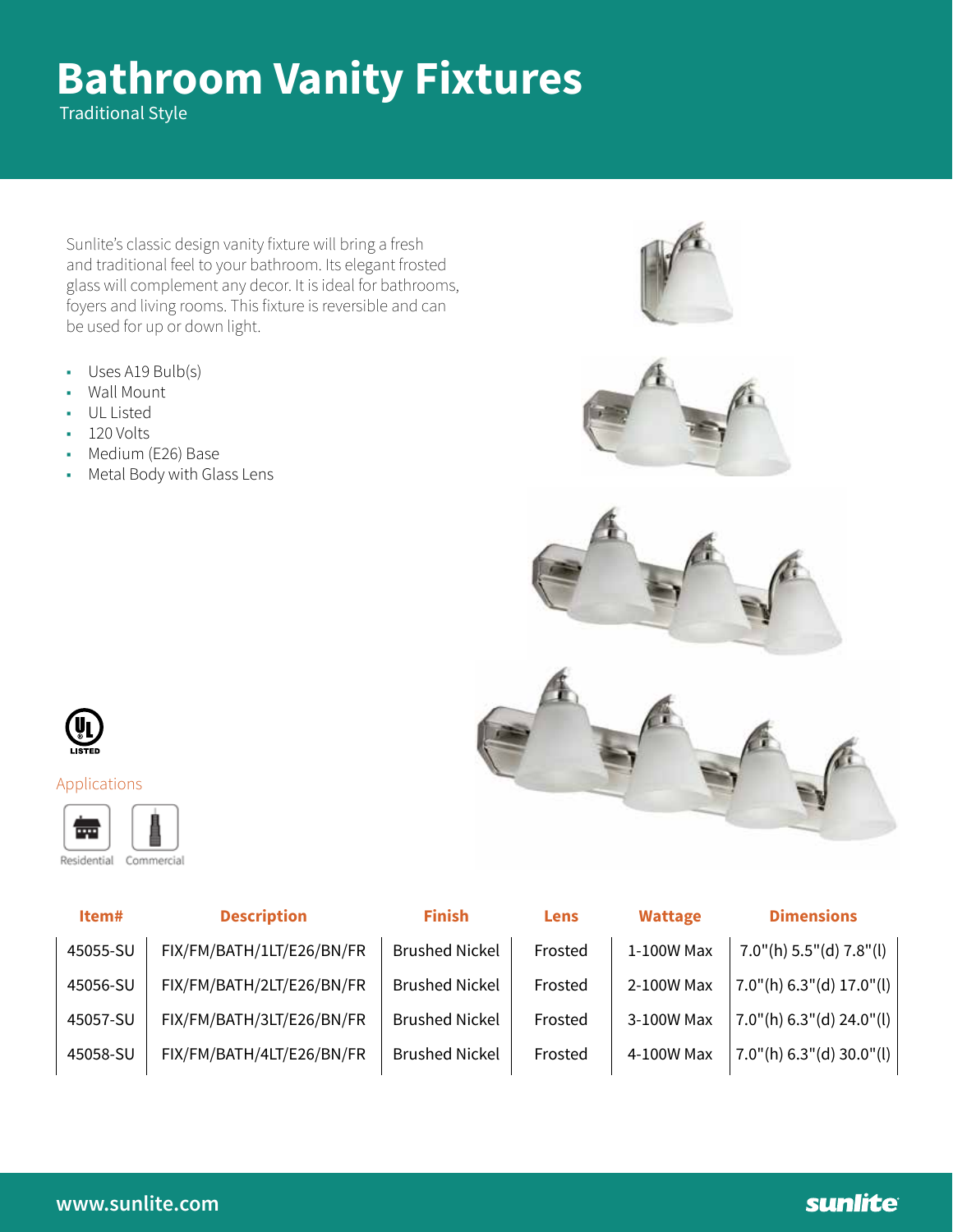# Bathroom Vanity Fixtures

Traditional Style

Sunlite's classic design vanity fixture will bring a fresh and traditional feel to your bathroom. Its elegant frosted glass will complement any decor. It is ideal for bathrooms, foyers and living rooms. This fixture is reversible and can be used for up or down light.

- Uses A19 Bulb(s)
- Wall Mount
- UL Listed
- 120 Volts
- Medium (E26) Base
- Metal Body with Glass Lens

LISTED

Applications

Residential Commercial

| Item# | Description | Finish | Lens | Wattage | Dimensions |
|---|---|---|---|---|---|
| 45055-SU | FIX/FM/BATH/1LT/E26/BN/FR | Brushed Nickel | Frosted | 1-100W Max | 7.0"(h) 5.5"(d) 7.8"(l) |
| 45056-SU | FIX/FM/BATH/2LT/E26/BN/FR | Brushed Nickel | Frosted | 2-100W Max | 7.0"(h) 6.3"(d) 17.0"(l) |
| 45057-SU | FIX/FM/BATH/3LT/E26/BN/FR | Brushed Nickel | Frosted | 3-100W Max | 7.0"(h) 6.3"(d) 24.0"(l) |
| 45058-SU | FIX/FM/BATH/4LT/E26/BN/FR | Brushed Nickel | Frosted | 4-100W Max | 7.0"(h) 6.3"(d) 30.0"(l) |

www.sunlite.com

sunlite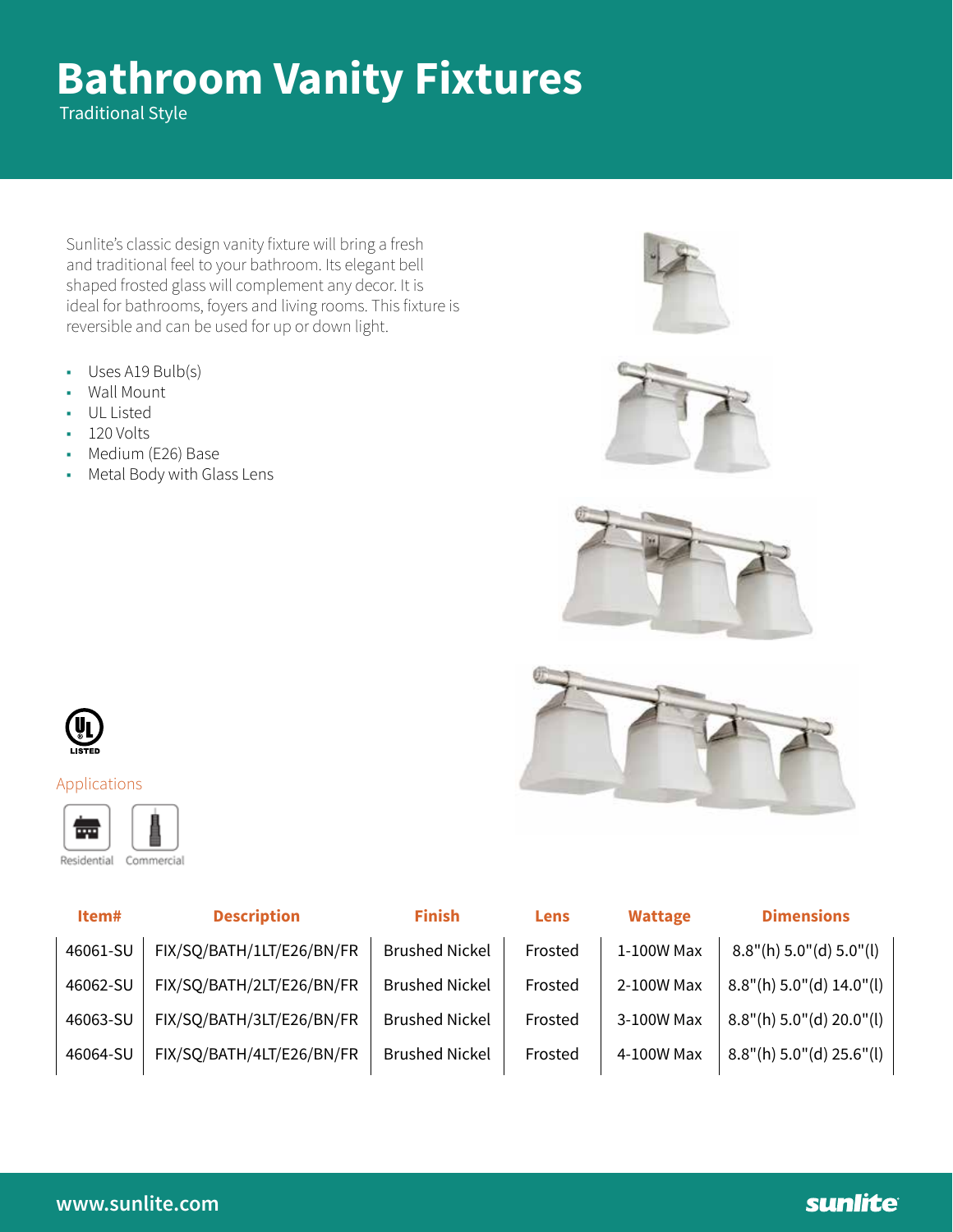# Bathroom Vanity Fixtures

Traditional Style

Sunlite's classic design vanity fixture will bring a fresh and traditional feel to your bathroom. Its elegant bell shaped frosted glass will complement any decor. It is ideal for bathrooms, foyers and living rooms. This fixture is reversible and can be used for up or down light.

- Uses A19 Bulb(s)
- Wall Mount
- UL Listed
- 120 Volts
- Medium (E26) Base
- Metal Body with Glass Lens

LISTED

Applications

Residential Commercial

| Item# | Description | Finish | Lens | Wattage | Dimensions |
|---|---|---|---|---|---|
| 46061-SU | FIX/SQ/BATH/1LT/E26/BN/FR | Brushed Nickel | Frosted | 1-100W Max | 8.8"(h) 5.0"(d) 5.0"(l) |
| 46062-SU | FIX/SQ/BATH/2LT/E26/BN/FR | Brushed Nickel | Frosted | 2-100W Max | 8.8"(h) 5.0"(d) 14.0"(l) |
| 46063-SU | FIX/SQ/BATH/3LT/E26/BN/FR | Brushed Nickel | Frosted | 3-100W Max | 8.8"(h) 5.0"(d) 20.0"(l) |
| 46064-SU | FIX/SQ/BATH/4LT/E26/BN/FR | Brushed Nickel | Frosted | 4-100W Max | 8.8"(h) 5.0"(d) 25.6"(l) |

www.sunlite.com

sunlite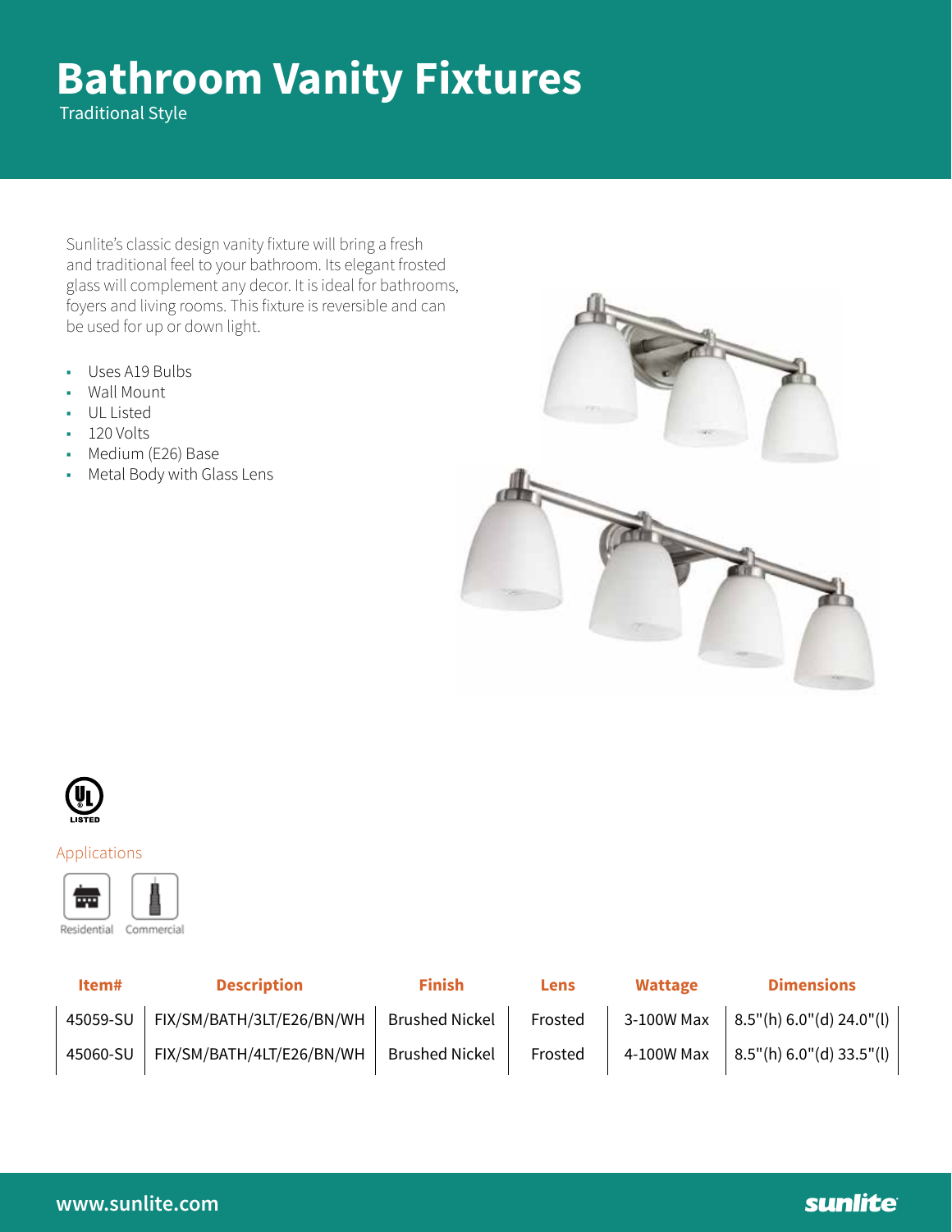# Bathroom Vanity Fixtures

Traditional Style

Sunlite's classic design vanity fixture will bring a fresh and traditional feel to your bathroom. Its elegant frosted glass will complement any decor. It is ideal for bathrooms, foyers and living rooms. This fixture is reversible and can be used for up or down light.

- Uses A19 Bulbs
- Wall Mount
- UL Listed
- 120 Volts
- Medium (E26) Base
- Metal Body with Glass Lens

LISTED

Applications

Residential Commercial

| Item# | Description | Finish | Lens | Wattage | Dimensions |
|---|---|---|---|---|---|
| 45059-SU | FIX/SM/BATH/3LT/E26/BN/WH | Brushed Nickel | Frosted | 3-100W Max | 8.5"(h) 6.0"(d) 24.0"(l) |
| 45060-SU | FIX/SM/BATH/4LT/E26/BN/WH | Brushed Nickel | Frosted | 4-100W Max | 8.5"(h) 6.0"(d) 33.5"(l) |

www.sunlite.com

sunlite